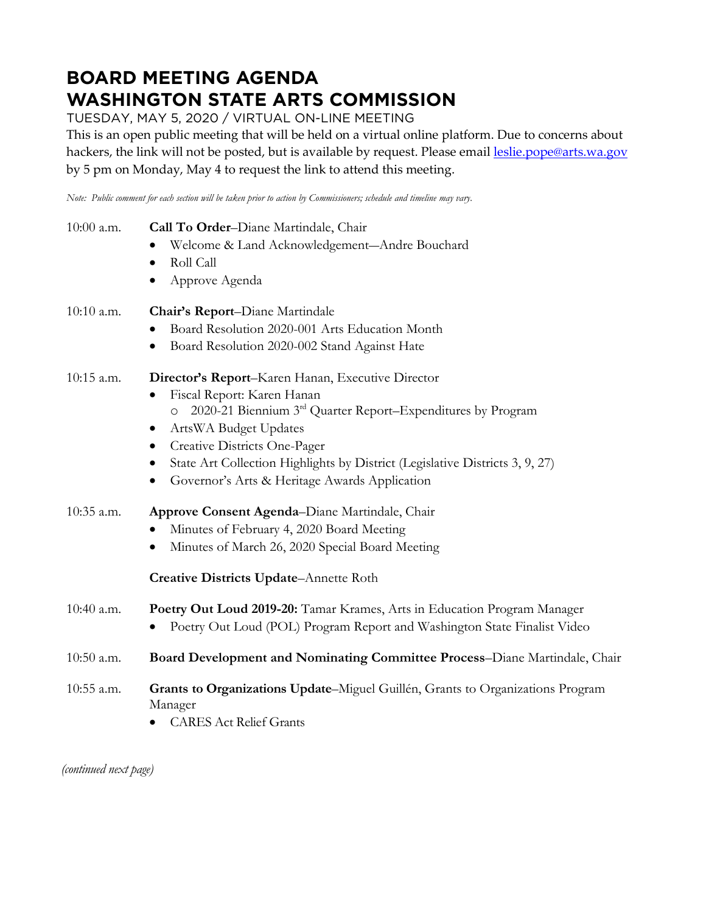# BOARD MEETING AGENDA
# WASHINGTON STATE ARTS COMMISSION

TUESDAY, MAY 5, 2020 / VIRTUAL ON-LINE MEETING

This is an open public meeting that will be held on a virtual online platform. Due to concerns about hackers, the link will not be posted, but is available by request. Please email leslie.pope@arts.wa.gov by 5 pm on Monday, May 4 to request the link to attend this meeting.

*Note: Public comment for each section will be taken prior to action by Commissioners; schedule and timeline may vary.*

10:00 a.m. **Call To Order**–Diane Martindale, Chair
- Welcome & Land Acknowledgement—Andre Bouchard
- Roll Call
- Approve Agenda

10:10 a.m. **Chair's Report**–Diane Martindale
- Board Resolution 2020-001 Arts Education Month
- Board Resolution 2020-002 Stand Against Hate

10:15 a.m. **Director's Report**–Karen Hanan, Executive Director
- Fiscal Report: Karen Hanan
  - 2020-21 Biennium 3rd Quarter Report–Expenditures by Program
- ArtsWA Budget Updates
- Creative Districts One-Pager
- State Art Collection Highlights by District (Legislative Districts 3, 9, 27)
- Governor's Arts & Heritage Awards Application

10:35 a.m. **Approve Consent Agenda**–Diane Martindale, Chair
- Minutes of February 4, 2020 Board Meeting
- Minutes of March 26, 2020 Special Board Meeting

**Creative Districts Update**–Annette Roth

10:40 a.m. **Poetry Out Loud 2019-20:** Tamar Krames, Arts in Education Program Manager
- Poetry Out Loud (POL) Program Report and Washington State Finalist Video

10:50 a.m. **Board Development and Nominating Committee Process**–Diane Martindale, Chair

10:55 a.m. **Grants to Organizations Update**–Miguel Guillén, Grants to Organizations Program Manager
- CARES Act Relief Grants

*(continued next page)*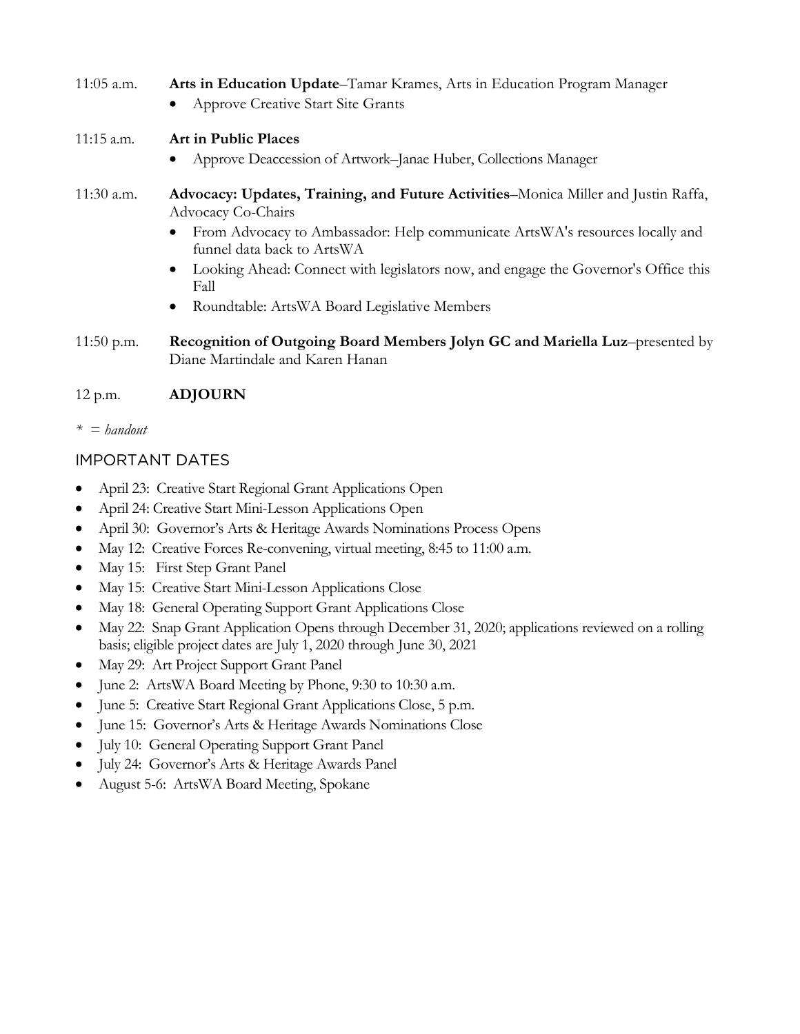11:05 a.m. **Arts in Education Update**–Tamar Krames, Arts in Education Program Manager

- Approve Creative Start Site Grants

11:15 a.m. **Art in Public Places**

- Approve Deaccession of Artwork–Janae Huber, Collections Manager

11:30 a.m. **Advocacy: Updates, Training, and Future Activities**–Monica Miller and Justin Raffa, Advocacy Co-Chairs

- From Advocacy to Ambassador: Help communicate ArtsWA's resources locally and funnel data back to ArtsWA
- Looking Ahead: Connect with legislators now, and engage the Governor's Office this Fall
- Roundtable: ArtsWA Board Legislative Members

11:50 p.m. **Recognition of Outgoing Board Members Jolyn GC and Mariella Luz**–presented by Diane Martindale and Karen Hanan

12 p.m. **ADJOURN**

*\* = handout*

## IMPORTANT DATES

- April 23: Creative Start Regional Grant Applications Open
- April 24: Creative Start Mini-Lesson Applications Open
- April 30: Governor's Arts & Heritage Awards Nominations Process Opens
- May 12: Creative Forces Re-convening, virtual meeting, 8:45 to 11:00 a.m.
- May 15: First Step Grant Panel
- May 15: Creative Start Mini-Lesson Applications Close
- May 18: General Operating Support Grant Applications Close
- May 22: Snap Grant Application Opens through December 31, 2020; applications reviewed on a rolling basis; eligible project dates are July 1, 2020 through June 30, 2021
- May 29: Art Project Support Grant Panel
- June 2: ArtsWA Board Meeting by Phone, 9:30 to 10:30 a.m.
- June 5: Creative Start Regional Grant Applications Close, 5 p.m.
- June 15: Governor's Arts & Heritage Awards Nominations Close
- July 10: General Operating Support Grant Panel
- July 24: Governor's Arts & Heritage Awards Panel
- August 5-6: ArtsWA Board Meeting, Spokane